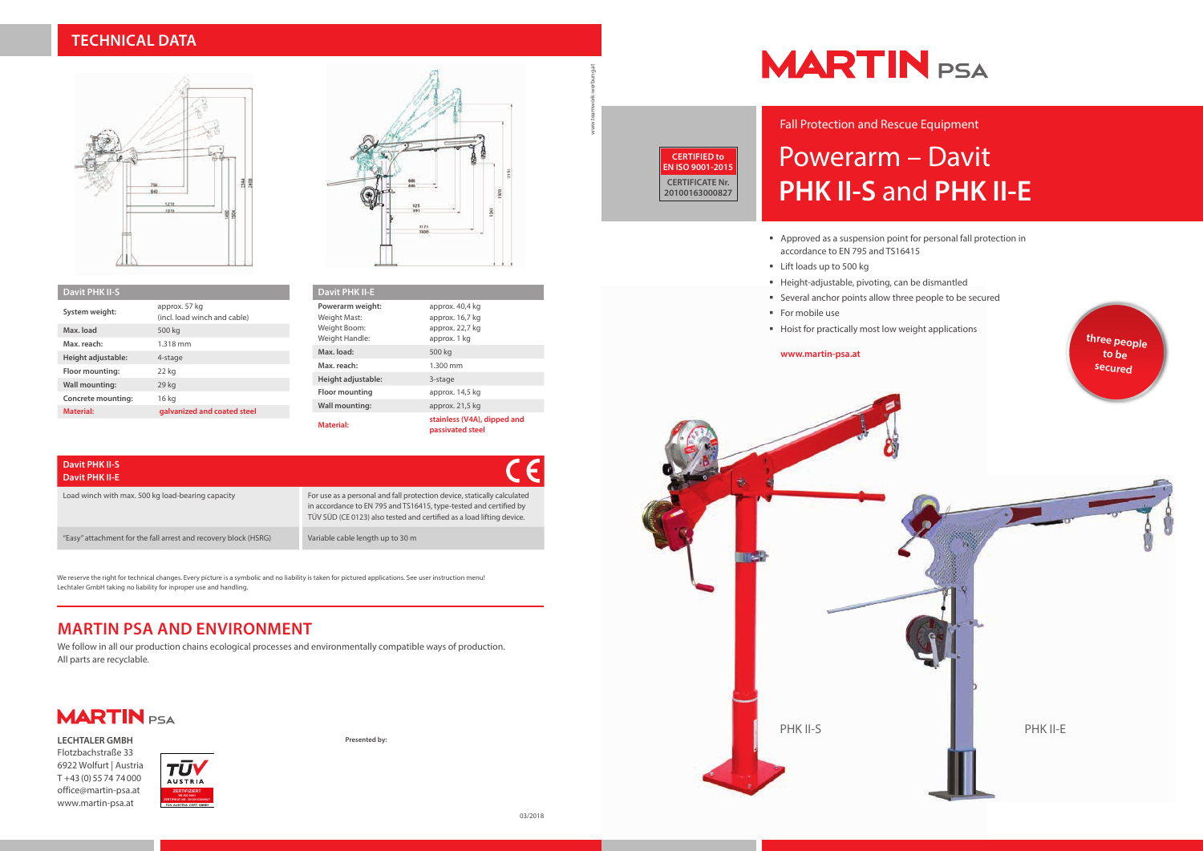## TECHNICAL DATA

| Davit PHK II-S | |
|---|---|
| System weight: | approx. 57 kg (incl. load winch and cable) |
| Max. load | 500 kg |
| Max. reach: | 1.318 mm |
| Height adjustable: | 4-stage |
| Floor mounting: | 22 kg |
| Wall mounting: | 29 kg |
| Concrete mounting: | 16 kg |
| Material: | galvanized and coated steel |

| Davit PHK II-E | |
|---|---|
| Powerarm weight: | approx. 40,4 kg |
| Weight Mast: | approx. 16,7 kg |
| Weight Boom: | approx. 22,7 kg |
| Weight Handle: | approx. 1 kg |
| Max. load: | 500 kg |
| Max. reach: | 1.300 mm |
| Height adjustable: | 3-stage |
| Floor mounting | approx. 14,5 kg |
| Wall mounting: | approx. 21,5 kg |
| Material: | stainless (V4A), dipped and passivated steel |

| Davit PHK II-S<br>Davit PHK II-E | CE |
|---|---|
| Load winch with max. 500 kg load-bearing capacity | For use as a personal and fall protection device, statically calculated in accordance to EN 795 and TS16415, type-tested and certified by TÜV SÜD (CE 0123) also tested and certified as a load lifting device. |
| "Easy" attachment for the fall arrest and recovery block (HSRG) | Variable cable length up to 30 m |

We reserve the right for technical changes. Every picture is a symbolic and no liability is taken for pictured applications. See user instruction menu! Lechtaler GmbH taking no liability for inproper use and handling.

## MARTIN PSA AND ENVIRONMENT

We follow in all our production chains ecological processes and environmentally compatible ways of production. All parts are recyclable.

MARTIN PSA

**LECHTALER GMBH**
Flotzbachstraße 33
6922 Wolfurt | Austria
T +43 (0) 55 74 74 000
office@martin-psa.at
www.martin-psa.at

**Presented by:**

03/2018

www.teamwork-werbung.at

# MARTIN PSA

**CERTIFIED to EN ISO 9001-2015**
**CERTIFICATE Nr. 20100163000827**

Fall Protection and Rescue Equipment

# Powerarm – Davit **PHK II-S** and **PHK II-E**

- Approved as a suspension point for personal fall protection in accordance to EN 795 and TS16415
- Lift loads up to 500 kg
- Height-adjustable, pivoting, can be dismantled
- Several anchor points allow three people to be secured
- For mobile use
- Hoist for practically most low weight applications

**www.martin-psa.at**

**three people to be secured**

PHK II-S

PHK II-E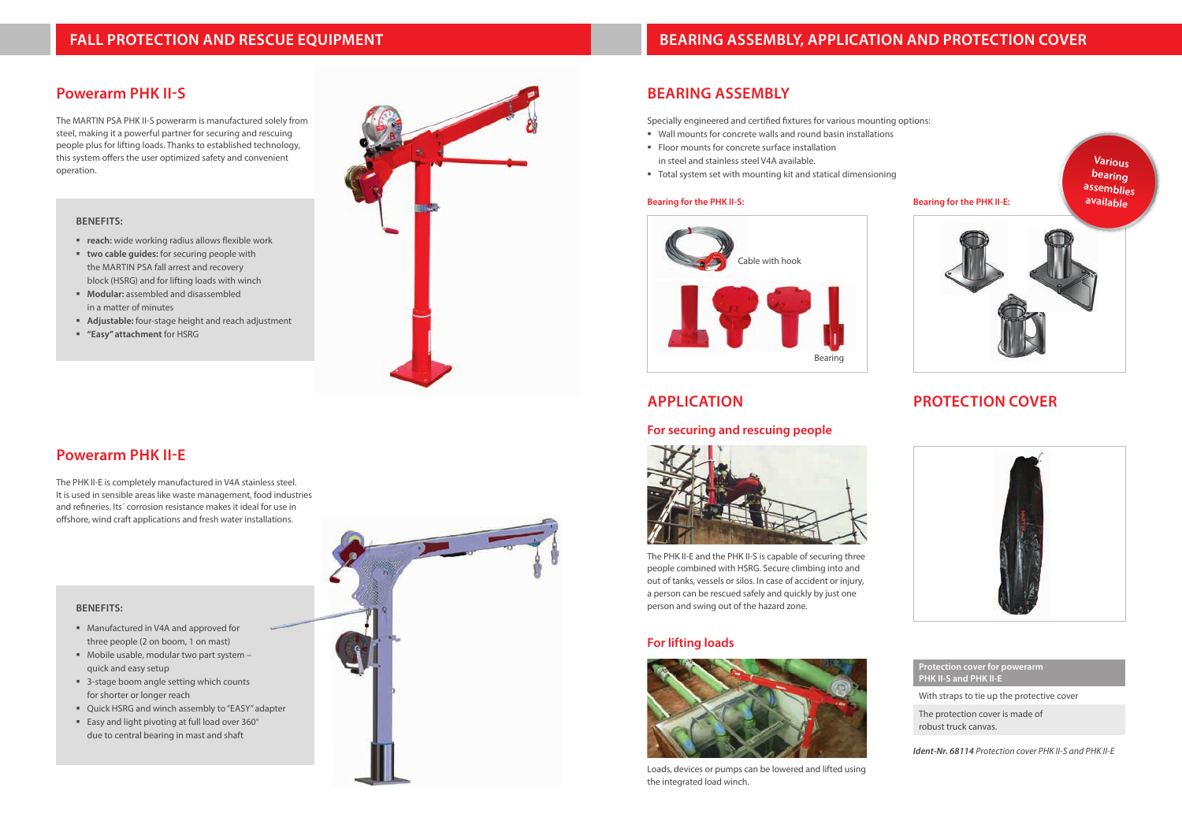# FALL PROTECTION AND RESCUE EQUIPMENT

## Powerarm PHK II-S

The MARTIN PSA PHK II-S powerarm is manufactured solely from steel, making it a powerful partner for securing and rescuing people plus for lifting loads. Thanks to established technology, this system offers the user optimized safety and convenient operation.

**BENEFITS:**

- **reach:** wide working radius allows flexible work
- **two cable guides:** for securing people with the MARTIN PSA fall arrest and recovery block (HSRG) and for lifting loads with winch
- **Modular:** assembled and disassembled in a matter of minutes
- **Adjustable:** four-stage height and reach adjustment
- **"Easy" attachment** for HSRG

## Powerarm PHK II-E

The PHK II-E is completely manufactured in V4A stainless steel. It is used in sensible areas like waste management, food industries and refineries. Its´ corrosion resistance makes it ideal for use in offshore, wind craft applications and fresh water installations.

**BENEFITS:**

- Manufactured in V4A and approved for three people (2 on boom, 1 on mast)
- Mobile usable, modular two part system – quick and easy setup
- 3-stage boom angle setting which counts for shorter or longer reach
- Quick HSRG and winch assembly to "EASY" adapter
- Easy and light pivoting at full load over 360° due to central bearing in mast and shaft

# BEARING ASSEMBLY, APPLICATION AND PROTECTION COVER

## BEARING ASSEMBLY

Specially engineered and certified fixtures for various mounting options:

- Wall mounts for concrete walls and round basin installations
- Floor mounts for concrete surface installation in steel and stainless steel V4A available.
- Total system set with mounting kit and statical dimensioning

Various bearing assemblies available

**Bearing for the PHK II-S:**

Cable with hook

Bearing

**Bearing for the PHK II-E:**

## APPLICATION

### For securing and rescuing people

The PHK II-E and the PHK II-S is capable of securing three people combined with HSRG. Secure climbing into and out of tanks, vessels or silos. In case of accident or injury, a person can be rescued safely and quickly by just one person and swing out of the hazard zone.

### For lifting loads

Loads, devices or pumps can be lowered and lifted using the integrated load winch.

## PROTECTION COVER

**Protection cover for powerarm PHK II-S and PHK II-E**

With straps to tie up the protective cover

The protection cover is made of robust truck canvas.

***Ident-Nr. 68114*** *Protection cover PHK II-S and PHK II-E*